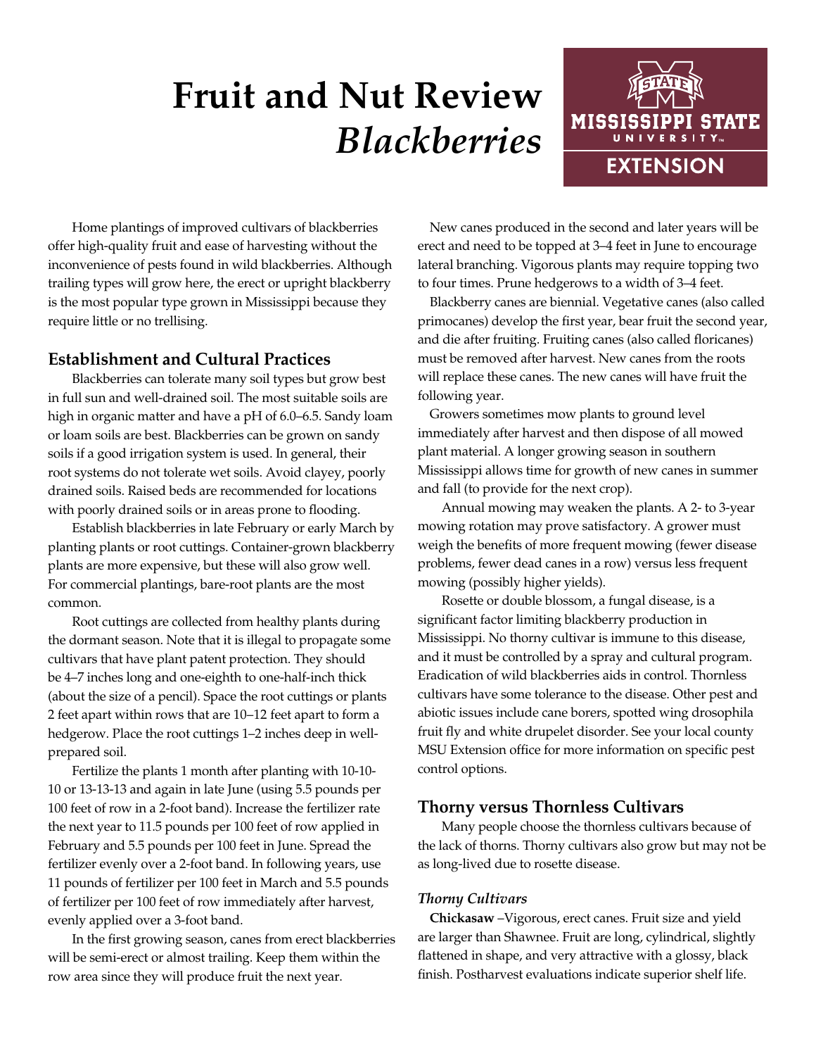# Fruit and Nut Review *Blackberries*

MISSISSIPPI STATE UNIVERSITY EXTENSION

Home plantings of improved cultivars of blackberries offer high-quality fruit and ease of harvesting without the inconvenience of pests found in wild blackberries. Although trailing types will grow here, the erect or upright blackberry is the most popular type grown in Mississippi because they require little or no trellising.

## Establishment and Cultural Practices

Blackberries can tolerate many soil types but grow best in full sun and well-drained soil. The most suitable soils are high in organic matter and have a pH of 6.0–6.5. Sandy loam or loam soils are best. Blackberries can be grown on sandy soils if a good irrigation system is used. In general, their root systems do not tolerate wet soils. Avoid clayey, poorly drained soils. Raised beds are recommended for locations with poorly drained soils or in areas prone to flooding.

Establish blackberries in late February or early March by planting plants or root cuttings. Container-grown blackberry plants are more expensive, but these will also grow well. For commercial plantings, bare-root plants are the most common.

Root cuttings are collected from healthy plants during the dormant season. Note that it is illegal to propagate some cultivars that have plant patent protection. They should be 4–7 inches long and one-eighth to one-half-inch thick (about the size of a pencil). Space the root cuttings or plants 2 feet apart within rows that are 10–12 feet apart to form a hedgerow. Place the root cuttings 1–2 inches deep in well-prepared soil.

Fertilize the plants 1 month after planting with 10-10-10 or 13-13-13 and again in late June (using 5.5 pounds per 100 feet of row in a 2-foot band). Increase the fertilizer rate the next year to 11.5 pounds per 100 feet of row applied in February and 5.5 pounds per 100 feet in June. Spread the fertilizer evenly over a 2-foot band. In following years, use 11 pounds of fertilizer per 100 feet in March and 5.5 pounds of fertilizer per 100 feet of row immediately after harvest, evenly applied over a 3-foot band.

In the first growing season, canes from erect blackberries will be semi-erect or almost trailing. Keep them within the row area since they will produce fruit the next year.

New canes produced in the second and later years will be erect and need to be topped at 3–4 feet in June to encourage lateral branching. Vigorous plants may require topping two to four times. Prune hedgerows to a width of 3–4 feet.

Blackberry canes are biennial. Vegetative canes (also called primocanes) develop the first year, bear fruit the second year, and die after fruiting. Fruiting canes (also called floricanes) must be removed after harvest. New canes from the roots will replace these canes. The new canes will have fruit the following year.

Growers sometimes mow plants to ground level immediately after harvest and then dispose of all mowed plant material. A longer growing season in southern Mississippi allows time for growth of new canes in summer and fall (to provide for the next crop).

Annual mowing may weaken the plants. A 2- to 3-year mowing rotation may prove satisfactory. A grower must weigh the benefits of more frequent mowing (fewer disease problems, fewer dead canes in a row) versus less frequent mowing (possibly higher yields).

Rosette or double blossom, a fungal disease, is a significant factor limiting blackberry production in Mississippi. No thorny cultivar is immune to this disease, and it must be controlled by a spray and cultural program. Eradication of wild blackberries aids in control. Thornless cultivars have some tolerance to the disease. Other pest and abiotic issues include cane borers, spotted wing drosophila fruit fly and white drupelet disorder. See your local county MSU Extension office for more information on specific pest control options.

## Thorny versus Thornless Cultivars

Many people choose the thornless cultivars because of the lack of thorns. Thorny cultivars also grow but may not be as long-lived due to rosette disease.

### *Thorny Cultivars*

**Chickasaw** –Vigorous, erect canes. Fruit size and yield are larger than Shawnee. Fruit are long, cylindrical, slightly flattened in shape, and very attractive with a glossy, black finish. Postharvest evaluations indicate superior shelf life.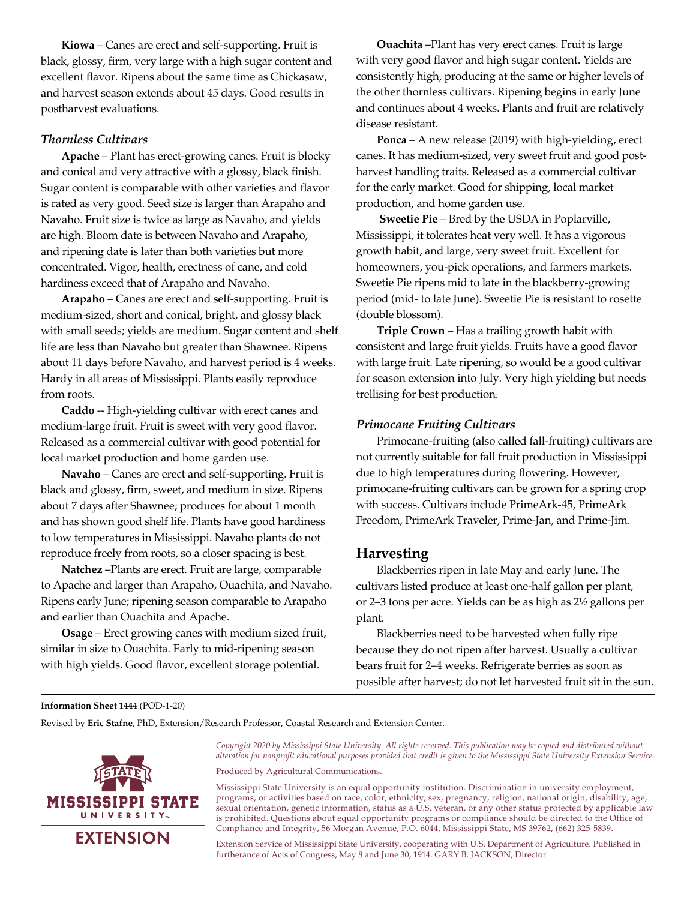**Kiowa** – Canes are erect and self-supporting. Fruit is black, glossy, firm, very large with a high sugar content and excellent flavor. Ripens about the same time as Chickasaw, and harvest season extends about 45 days. Good results in postharvest evaluations.

### *Thornless Cultivars*

**Apache** – Plant has erect-growing canes. Fruit is blocky and conical and very attractive with a glossy, black finish. Sugar content is comparable with other varieties and flavor is rated as very good. Seed size is larger than Arapaho and Navaho. Fruit size is twice as large as Navaho, and yields are high. Bloom date is between Navaho and Arapaho, and ripening date is later than both varieties but more concentrated. Vigor, health, erectness of cane, and cold hardiness exceed that of Arapaho and Navaho.

**Arapaho** – Canes are erect and self-supporting. Fruit is medium-sized, short and conical, bright, and glossy black with small seeds; yields are medium. Sugar content and shelf life are less than Navaho but greater than Shawnee. Ripens about 11 days before Navaho, and harvest period is 4 weeks. Hardy in all areas of Mississippi. Plants easily reproduce from roots.

**Caddo** -- High-yielding cultivar with erect canes and medium-large fruit. Fruit is sweet with very good flavor. Released as a commercial cultivar with good potential for local market production and home garden use.

**Navaho** – Canes are erect and self-supporting. Fruit is black and glossy, firm, sweet, and medium in size. Ripens about 7 days after Shawnee; produces for about 1 month and has shown good shelf life. Plants have good hardiness to low temperatures in Mississippi. Navaho plants do not reproduce freely from roots, so a closer spacing is best.

**Natchez** –Plants are erect. Fruit are large, comparable to Apache and larger than Arapaho, Ouachita, and Navaho. Ripens early June; ripening season comparable to Arapaho and earlier than Ouachita and Apache.

**Osage** – Erect growing canes with medium sized fruit, similar in size to Ouachita. Early to mid-ripening season with high yields. Good flavor, excellent storage potential.

**Ouachita** –Plant has very erect canes. Fruit is large with very good flavor and high sugar content. Yields are consistently high, producing at the same or higher levels of the other thornless cultivars. Ripening begins in early June and continues about 4 weeks. Plants and fruit are relatively disease resistant.

**Ponca** – A new release (2019) with high-yielding, erect canes. It has medium-sized, very sweet fruit and good post-harvest handling traits. Released as a commercial cultivar for the early market. Good for shipping, local market production, and home garden use.

**Sweetie Pie** – Bred by the USDA in Poplarville, Mississippi, it tolerates heat very well. It has a vigorous growth habit, and large, very sweet fruit. Excellent for homeowners, you-pick operations, and farmers markets. Sweetie Pie ripens mid to late in the blackberry-growing period (mid- to late June). Sweetie Pie is resistant to rosette (double blossom).

**Triple Crown** – Has a trailing growth habit with consistent and large fruit yields. Fruits have a good flavor with large fruit. Late ripening, so would be a good cultivar for season extension into July. Very high yielding but needs trellising for best production.

### *Primocane Fruiting Cultivars*

Primocane-fruiting (also called fall-fruiting) cultivars are not currently suitable for fall fruit production in Mississippi due to high temperatures during flowering. However, primocane-fruiting cultivars can be grown for a spring crop with success. Cultivars include PrimeArk-45, PrimeArk Freedom, PrimeArk Traveler, Prime-Jan, and Prime-Jim.

## Harvesting

Blackberries ripen in late May and early June. The cultivars listed produce at least one-half gallon per plant, or 2–3 tons per acre. Yields can be as high as 2½ gallons per plant.

Blackberries need to be harvested when fully ripe because they do not ripen after harvest. Usually a cultivar bears fruit for 2–4 weeks. Refrigerate berries as soon as possible after harvest; do not let harvested fruit sit in the sun.

---

**Information Sheet 1444** (POD-1-20)

Revised by **Eric Stafne**, PhD, Extension/Research Professor, Coastal Research and Extension Center.

MISSISSIPPI STATE UNIVERSITY EXTENSION

*Copyright 2020 by Mississippi State University. All rights reserved. This publication may be copied and distributed without alteration for nonprofit educational purposes provided that credit is given to the Mississippi State University Extension Service.*

Produced by Agricultural Communications.

Mississippi State University is an equal opportunity institution. Discrimination in university employment, programs, or activities based on race, color, ethnicity, sex, pregnancy, religion, national origin, disability, age, sexual orientation, genetic information, status as a U.S. veteran, or any other status protected by applicable law is prohibited. Questions about equal opportunity programs or compliance should be directed to the Office of Compliance and Integrity, 56 Morgan Avenue, P.O. 6044, Mississippi State, MS 39762, (662) 325-5839.

Extension Service of Mississippi State University, cooperating with U.S. Department of Agriculture. Published in furtherance of Acts of Congress, May 8 and June 30, 1914. GARY B. JACKSON, Director